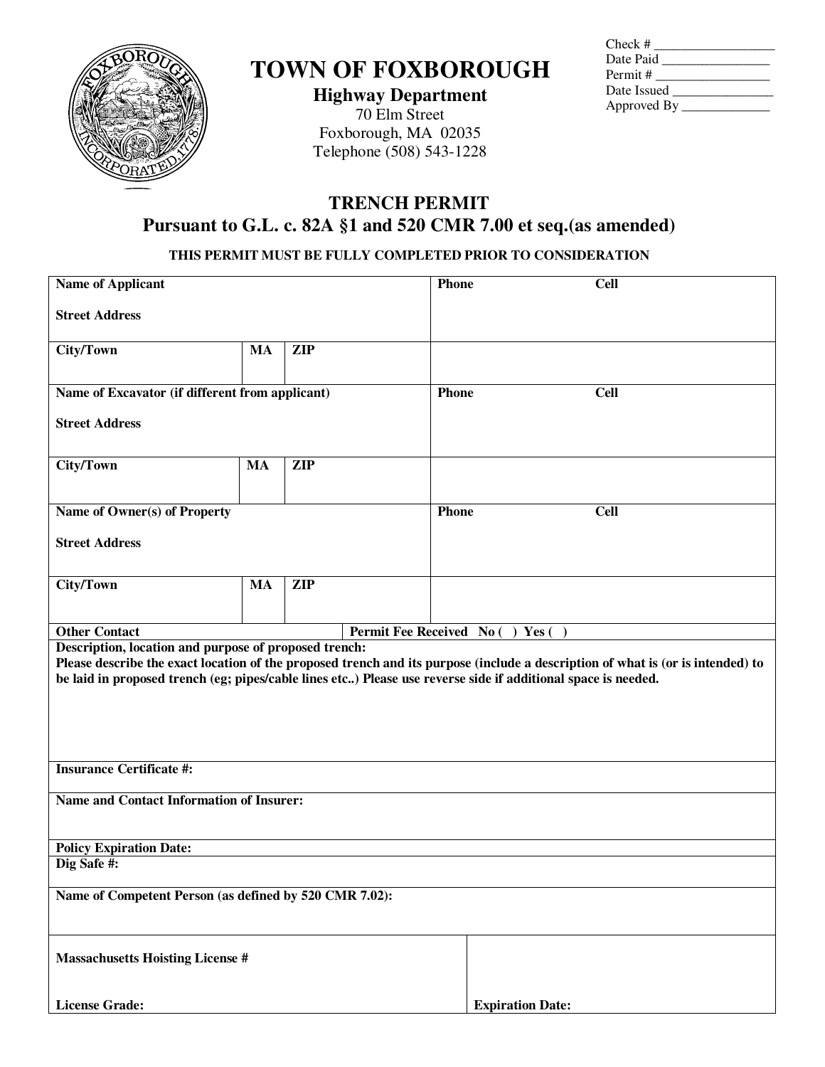Check # __________________
Date Paid ________________
Permit # _________________
Date Issued _______________
Approved By ______________

# TOWN OF FOXBOROUGH

**Highway Department**
70 Elm Street
Foxborough, MA 02035
Telephone (508) 543-1228

## TRENCH PERMIT
## Pursuant to G.L. c. 82A §1 and 520 CMR 7.00 et seq.(as amended)

**THIS PERMIT MUST BE FULLY COMPLETED PRIOR TO CONSIDERATION**

| | | | | |
|---|---|---|---|---|
| **Name of Applicant**<br><br>**Street Address** | | | **Phone** | **Cell** |
| **City/Town** | **MA** | **ZIP** | | |
| **Name of Excavator (if different from applicant)**<br><br>**Street Address** | | | **Phone** | **Cell** |
| **City/Town** | **MA** | **ZIP** | | |
| **Name of Owner(s) of Property**<br><br>**Street Address** | | | **Phone** | **Cell** |
| **City/Town** | **MA** | **ZIP** | | |
| **Other Contact** | | **Permit Fee Received No ( ) Yes ( )** | | |

**Description, location and purpose of proposed trench:**
**Please describe the exact location of the proposed trench and its purpose (include a description of what is (or is intended) to be laid in proposed trench (eg; pipes/cable lines etc..) Please use reverse side if additional space is needed.**

**Insurance Certificate #:**

**Name and Contact Information of Insurer:**

**Policy Expiration Date:**

**Dig Safe #:**

**Name of Competent Person (as defined by 520 CMR 7.02):**

| | |
|---|---|
| **Massachusetts Hoisting License #** | |
| **License Grade:** | **Expiration Date:** |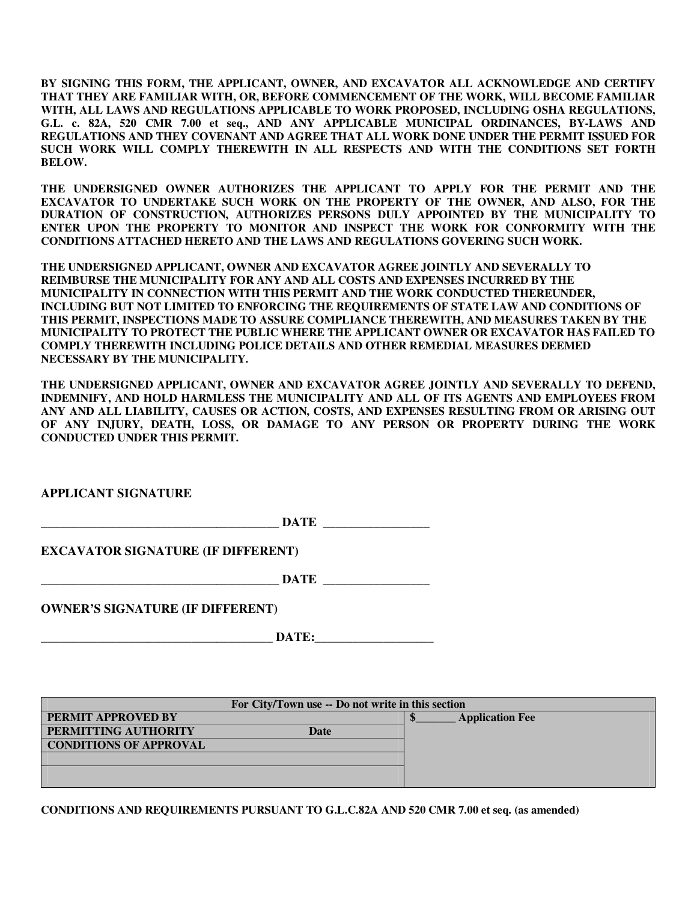**BY SIGNING THIS FORM, THE APPLICANT, OWNER, AND EXCAVATOR ALL ACKNOWLEDGE AND CERTIFY THAT THEY ARE FAMILIAR WITH, OR, BEFORE COMMENCEMENT OF THE WORK, WILL BECOME FAMILIAR WITH, ALL LAWS AND REGULATIONS APPLICABLE TO WORK PROPOSED, INCLUDING OSHA REGULATIONS, G.L. c. 82A, 520 CMR 7.00 et seq., AND ANY APPLICABLE MUNICIPAL ORDINANCES, BY-LAWS AND REGULATIONS AND THEY COVENANT AND AGREE THAT ALL WORK DONE UNDER THE PERMIT ISSUED FOR SUCH WORK WILL COMPLY THEREWITH IN ALL RESPECTS AND WITH THE CONDITIONS SET FORTH BELOW.**

**THE UNDERSIGNED OWNER AUTHORIZES THE APPLICANT TO APPLY FOR THE PERMIT AND THE EXCAVATOR TO UNDERTAKE SUCH WORK ON THE PROPERTY OF THE OWNER, AND ALSO, FOR THE DURATION OF CONSTRUCTION, AUTHORIZES PERSONS DULY APPOINTED BY THE MUNICIPALITY TO ENTER UPON THE PROPERTY TO MONITOR AND INSPECT THE WORK FOR CONFORMITY WITH THE CONDITIONS ATTACHED HERETO AND THE LAWS AND REGULATIONS GOVERING SUCH WORK.**

**THE UNDERSIGNED APPLICANT, OWNER AND EXCAVATOR AGREE JOINTLY AND SEVERALLY TO REIMBURSE THE MUNICIPALITY FOR ANY AND ALL COSTS AND EXPENSES INCURRED BY THE MUNICIPALITY IN CONNECTION WITH THIS PERMIT AND THE WORK CONDUCTED THEREUNDER, INCLUDING BUT NOT LIMITED TO ENFORCING THE REQUIREMENTS OF STATE LAW AND CONDITIONS OF THIS PERMIT, INSPECTIONS MADE TO ASSURE COMPLIANCE THEREWITH, AND MEASURES TAKEN BY THE MUNICIPALITY TO PROTECT THE PUBLIC WHERE THE APPLICANT OWNER OR EXCAVATOR HAS FAILED TO COMPLY THEREWITH INCLUDING POLICE DETAILS AND OTHER REMEDIAL MEASURES DEEMED NECESSARY BY THE MUNICIPALITY.**

**THE UNDERSIGNED APPLICANT, OWNER AND EXCAVATOR AGREE JOINTLY AND SEVERALLY TO DEFEND, INDEMNIFY, AND HOLD HARMLESS THE MUNICIPALITY AND ALL OF ITS AGENTS AND EMPLOYEES FROM ANY AND ALL LIABILITY, CAUSES OR ACTION, COSTS, AND EXPENSES RESULTING FROM OR ARISING OUT OF ANY INJURY, DEATH, LOSS, OR DAMAGE TO ANY PERSON OR PROPERTY DURING THE WORK CONDUCTED UNDER THIS PERMIT.**

**APPLICANT SIGNATURE**

_______________________________________ **DATE** _________________

**EXCAVATOR SIGNATURE (IF DIFFERENT)**

_______________________________________ **DATE** _________________

**OWNER'S SIGNATURE (IF DIFFERENT)**

______________________________________ **DATE:**___________________

| For City/Town use -- Do not write in this section | | |
|---|---|---|
| **PERMIT APPROVED BY** | | **$_______ Application Fee** |
| **PERMITTING AUTHORITY** | **Date** | |
| **CONDITIONS OF APPROVAL** | | |
| | | |
| | | |

**CONDITIONS AND REQUIREMENTS PURSUANT TO G.L.C.82A AND 520 CMR 7.00 et seq. (as amended)**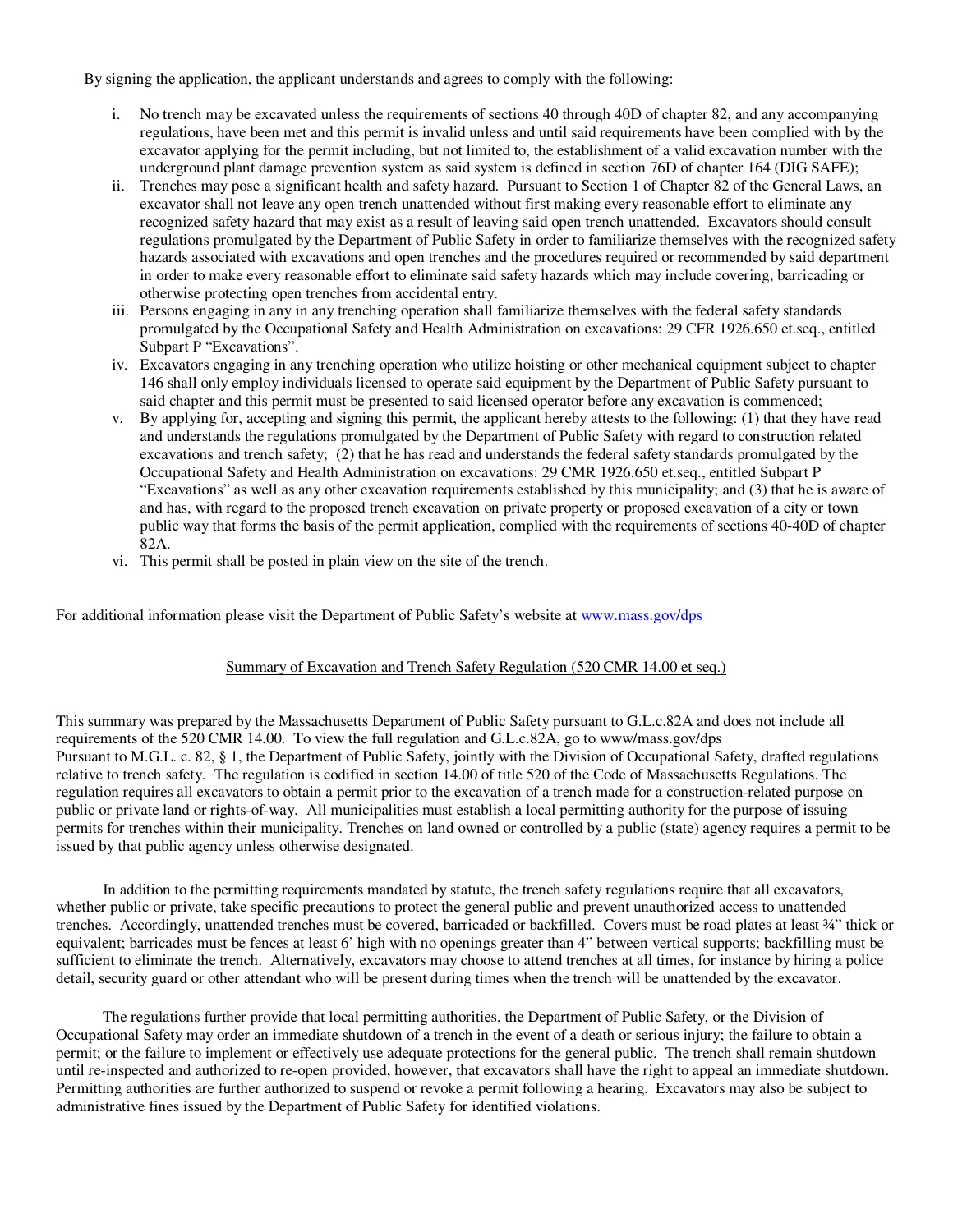By signing the application, the applicant understands and agrees to comply with the following:

i. No trench may be excavated unless the requirements of sections 40 through 40D of chapter 82, and any accompanying regulations, have been met and this permit is invalid unless and until said requirements have been complied with by the excavator applying for the permit including, but not limited to, the establishment of a valid excavation number with the underground plant damage prevention system as said system is defined in section 76D of chapter 164 (DIG SAFE);
ii. Trenches may pose a significant health and safety hazard. Pursuant to Section 1 of Chapter 82 of the General Laws, an excavator shall not leave any open trench unattended without first making every reasonable effort to eliminate any recognized safety hazard that may exist as a result of leaving said open trench unattended. Excavators should consult regulations promulgated by the Department of Public Safety in order to familiarize themselves with the recognized safety hazards associated with excavations and open trenches and the procedures required or recommended by said department in order to make every reasonable effort to eliminate said safety hazards which may include covering, barricading or otherwise protecting open trenches from accidental entry.
iii. Persons engaging in any in any trenching operation shall familiarize themselves with the federal safety standards promulgated by the Occupational Safety and Health Administration on excavations: 29 CFR 1926.650 et.seq., entitled Subpart P "Excavations".
iv. Excavators engaging in any trenching operation who utilize hoisting or other mechanical equipment subject to chapter 146 shall only employ individuals licensed to operate said equipment by the Department of Public Safety pursuant to said chapter and this permit must be presented to said licensed operator before any excavation is commenced;
v. By applying for, accepting and signing this permit, the applicant hereby attests to the following: (1) that they have read and understands the regulations promulgated by the Department of Public Safety with regard to construction related excavations and trench safety; (2) that he has read and understands the federal safety standards promulgated by the Occupational Safety and Health Administration on excavations: 29 CMR 1926.650 et.seq., entitled Subpart P "Excavations" as well as any other excavation requirements established by this municipality; and (3) that he is aware of and has, with regard to the proposed trench excavation on private property or proposed excavation of a city or town public way that forms the basis of the permit application, complied with the requirements of sections 40-40D of chapter 82A.
vi. This permit shall be posted in plain view on the site of the trench.

For additional information please visit the Department of Public Safety's website at www.mass.gov/dps

Summary of Excavation and Trench Safety Regulation (520 CMR 14.00 et seq.)

This summary was prepared by the Massachusetts Department of Public Safety pursuant to G.L.c.82A and does not include all requirements of the 520 CMR 14.00. To view the full regulation and G.L.c.82A, go to www/mass.gov/dps
Pursuant to M.G.L. c. 82, § 1, the Department of Public Safety, jointly with the Division of Occupational Safety, drafted regulations relative to trench safety. The regulation is codified in section 14.00 of title 520 of the Code of Massachusetts Regulations. The regulation requires all excavators to obtain a permit prior to the excavation of a trench made for a construction-related purpose on public or private land or rights-of-way. All municipalities must establish a local permitting authority for the purpose of issuing permits for trenches within their municipality. Trenches on land owned or controlled by a public (state) agency requires a permit to be issued by that public agency unless otherwise designated.

In addition to the permitting requirements mandated by statute, the trench safety regulations require that all excavators, whether public or private, take specific precautions to protect the general public and prevent unauthorized access to unattended trenches. Accordingly, unattended trenches must be covered, barricaded or backfilled. Covers must be road plates at least ¾" thick or equivalent; barricades must be fences at least 6' high with no openings greater than 4" between vertical supports; backfilling must be sufficient to eliminate the trench. Alternatively, excavators may choose to attend trenches at all times, for instance by hiring a police detail, security guard or other attendant who will be present during times when the trench will be unattended by the excavator.

The regulations further provide that local permitting authorities, the Department of Public Safety, or the Division of Occupational Safety may order an immediate shutdown of a trench in the event of a death or serious injury; the failure to obtain a permit; or the failure to implement or effectively use adequate protections for the general public. The trench shall remain shutdown until re-inspected and authorized to re-open provided, however, that excavators shall have the right to appeal an immediate shutdown. Permitting authorities are further authorized to suspend or revoke a permit following a hearing. Excavators may also be subject to administrative fines issued by the Department of Public Safety for identified violations.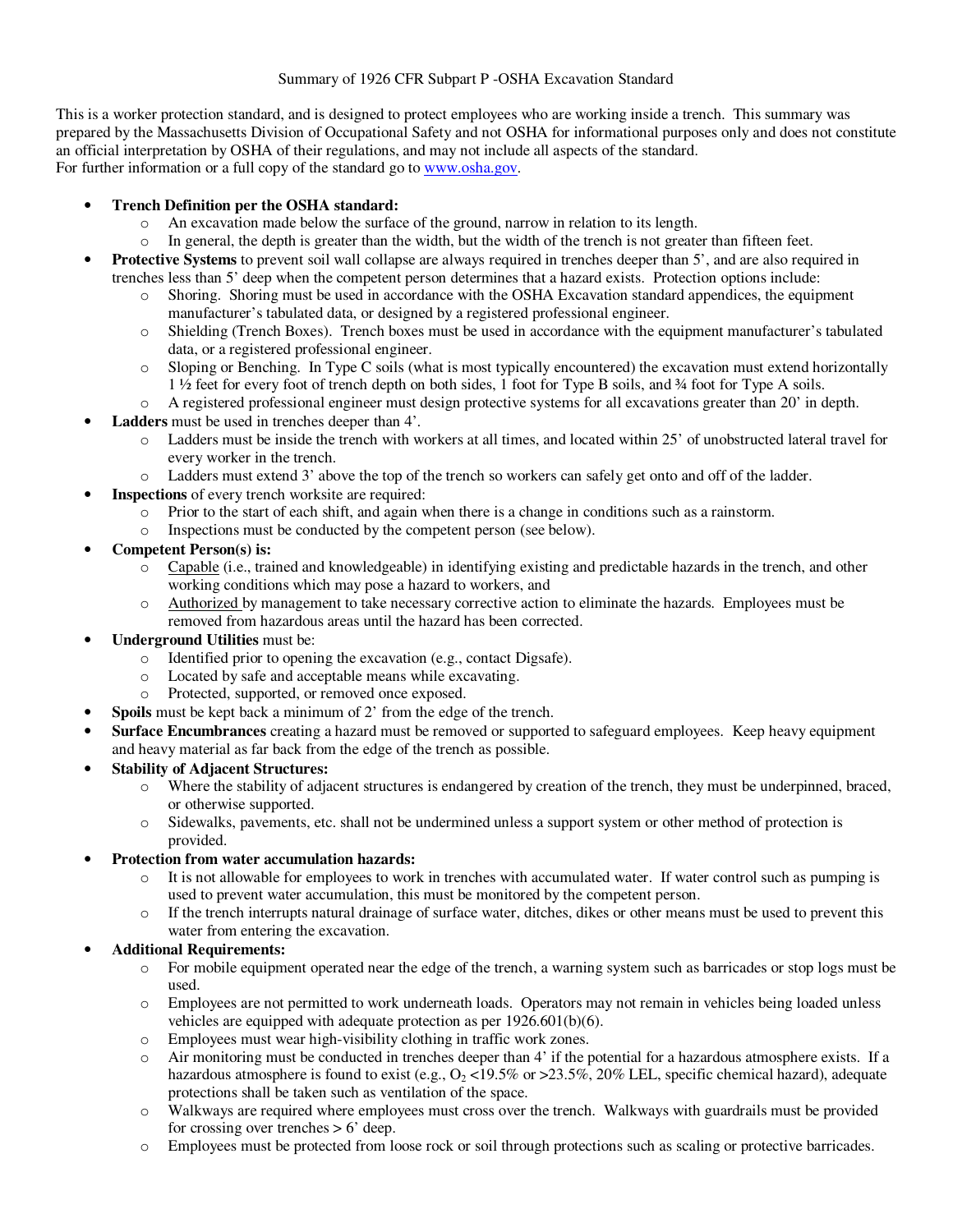# Summary of 1926 CFR Subpart P -OSHA Excavation Standard

This is a worker protection standard, and is designed to protect employees who are working inside a trench. This summary was prepared by the Massachusetts Division of Occupational Safety and not OSHA for informational purposes only and does not constitute an official interpretation by OSHA of their regulations, and may not include all aspects of the standard.
For further information or a full copy of the standard go to www.osha.gov.

- **Trench Definition per the OSHA standard:**
  - An excavation made below the surface of the ground, narrow in relation to its length.
  - In general, the depth is greater than the width, but the width of the trench is not greater than fifteen feet.
- **Protective Systems** to prevent soil wall collapse are always required in trenches deeper than 5', and are also required in trenches less than 5' deep when the competent person determines that a hazard exists. Protection options include:
  - Shoring. Shoring must be used in accordance with the OSHA Excavation standard appendices, the equipment manufacturer's tabulated data, or designed by a registered professional engineer.
  - Shielding (Trench Boxes). Trench boxes must be used in accordance with the equipment manufacturer's tabulated data, or a registered professional engineer.
  - Sloping or Benching. In Type C soils (what is most typically encountered) the excavation must extend horizontally 1 ½ feet for every foot of trench depth on both sides, 1 foot for Type B soils, and ¾ foot for Type A soils.
  - A registered professional engineer must design protective systems for all excavations greater than 20' in depth.
- **Ladders** must be used in trenches deeper than 4'.
  - Ladders must be inside the trench with workers at all times, and located within 25' of unobstructed lateral travel for every worker in the trench.
  - Ladders must extend 3' above the top of the trench so workers can safely get onto and off of the ladder.
- **Inspections** of every trench worksite are required:
  - Prior to the start of each shift, and again when there is a change in conditions such as a rainstorm.
  - Inspections must be conducted by the competent person (see below).
- **Competent Person(s) is:**
  - Capable (i.e., trained and knowledgeable) in identifying existing and predictable hazards in the trench, and other working conditions which may pose a hazard to workers, and
  - Authorized by management to take necessary corrective action to eliminate the hazards. Employees must be removed from hazardous areas until the hazard has been corrected.
- **Underground Utilities** must be:
  - Identified prior to opening the excavation (e.g., contact Digsafe).
  - Located by safe and acceptable means while excavating.
  - Protected, supported, or removed once exposed.
- **Spoils** must be kept back a minimum of 2' from the edge of the trench.
- **Surface Encumbrances** creating a hazard must be removed or supported to safeguard employees. Keep heavy equipment and heavy material as far back from the edge of the trench as possible.
- **Stability of Adjacent Structures:**
  - Where the stability of adjacent structures is endangered by creation of the trench, they must be underpinned, braced, or otherwise supported.
  - Sidewalks, pavements, etc. shall not be undermined unless a support system or other method of protection is provided.
- **Protection from water accumulation hazards:**
  - It is not allowable for employees to work in trenches with accumulated water. If water control such as pumping is used to prevent water accumulation, this must be monitored by the competent person.
  - If the trench interrupts natural drainage of surface water, ditches, dikes or other means must be used to prevent this water from entering the excavation.
- **Additional Requirements:**
  - For mobile equipment operated near the edge of the trench, a warning system such as barricades or stop logs must be used.
  - Employees are not permitted to work underneath loads. Operators may not remain in vehicles being loaded unless vehicles are equipped with adequate protection as per 1926.601(b)(6).
  - Employees must wear high-visibility clothing in traffic work zones.
  - Air monitoring must be conducted in trenches deeper than 4' if the potential for a hazardous atmosphere exists. If a hazardous atmosphere is found to exist (e.g., $O_2$ <19.5% or >23.5%, 20% LEL, specific chemical hazard), adequate protections shall be taken such as ventilation of the space.
  - Walkways are required where employees must cross over the trench. Walkways with guardrails must be provided for crossing over trenches > 6' deep.
  - Employees must be protected from loose rock or soil through protections such as scaling or protective barricades.